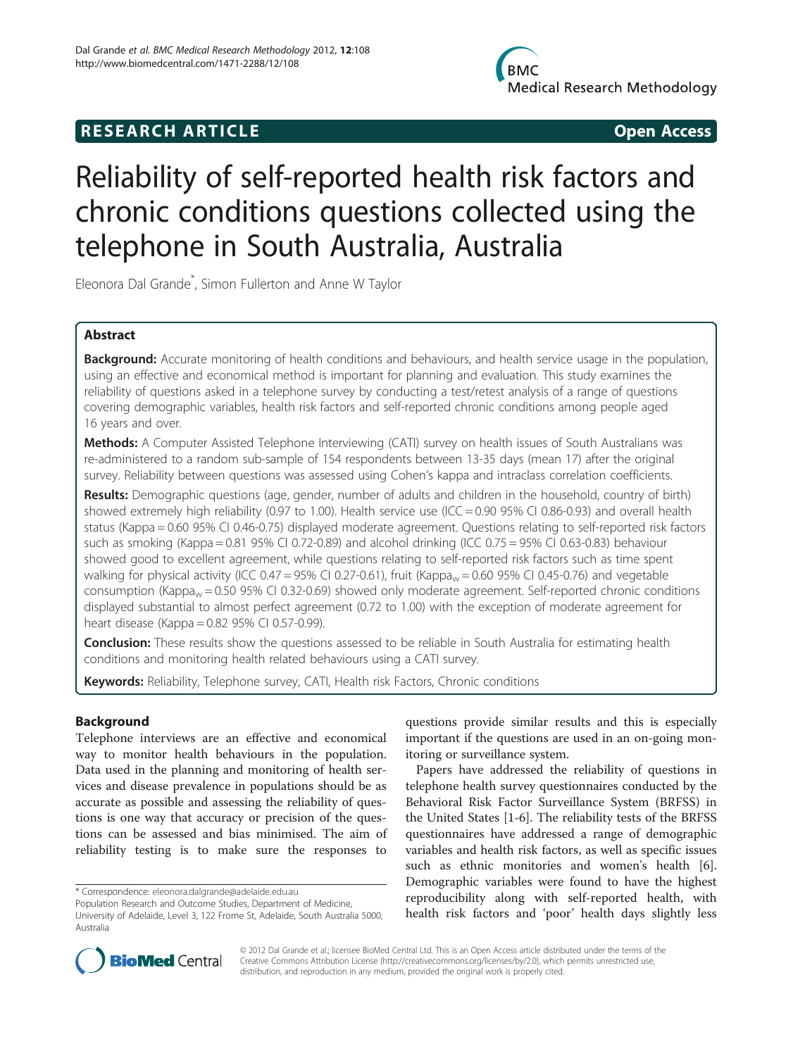**RESEARCH ARTICLE** **Open Access**

# Reliability of self-reported health risk factors and chronic conditions questions collected using the telephone in South Australia, Australia

Eleonora Dal Grande*, Simon Fullerton and Anne W Taylor

## Abstract

**Background:** Accurate monitoring of health conditions and behaviours, and health service usage in the population, using an effective and economical method is important for planning and evaluation. This study examines the reliability of questions asked in a telephone survey by conducting a test/retest analysis of a range of questions covering demographic variables, health risk factors and self-reported chronic conditions among people aged 16 years and over.

**Methods:** A Computer Assisted Telephone Interviewing (CATI) survey on health issues of South Australians was re-administered to a random sub-sample of 154 respondents between 13-35 days (mean 17) after the original survey. Reliability between questions was assessed using Cohen's kappa and intraclass correlation coefficients.

**Results:** Demographic questions (age, gender, number of adults and children in the household, country of birth) showed extremely high reliability (0.97 to 1.00). Health service use (ICC = 0.90 95% CI 0.86-0.93) and overall health status (Kappa = 0.60 95% CI 0.46-0.75) displayed moderate agreement. Questions relating to self-reported risk factors such as smoking (Kappa = 0.81 95% CI 0.72-0.89) and alcohol drinking (ICC 0.75 = 95% CI 0.63-0.83) behaviour showed good to excellent agreement, while questions relating to self-reported risk factors such as time spent walking for physical activity (ICC 0.47 = 95% CI 0.27-0.61), fruit ($Kappa_w$ = 0.60 95% CI 0.45-0.76) and vegetable consumption ($Kappa_w$ = 0.50 95% CI 0.32-0.69) showed only moderate agreement. Self-reported chronic conditions displayed substantial to almost perfect agreement (0.72 to 1.00) with the exception of moderate agreement for heart disease (Kappa = 0.82 95% CI 0.57-0.99).

**Conclusion:** These results show the questions assessed to be reliable in South Australia for estimating health conditions and monitoring health related behaviours using a CATI survey.

**Keywords:** Reliability, Telephone survey, CATI, Health risk Factors, Chronic conditions

## Background

Telephone interviews are an effective and economical way to monitor health behaviours in the population. Data used in the planning and monitoring of health services and disease prevalence in populations should be as accurate as possible and assessing the reliability of questions is one way that accuracy or precision of the questions can be assessed and bias minimised. The aim of reliability testing is to make sure the responses to questions provide similar results and this is especially important if the questions are used in an on-going monitoring or surveillance system.

Papers have addressed the reliability of questions in telephone health survey questionnaires conducted by the Behavioral Risk Factor Surveillance System (BRFSS) in the United States [1-6]. The reliability tests of the BRFSS questionnaires have addressed a range of demographic variables and health risk factors, as well as specific issues such as ethnic monitories and women's health [6]. Demographic variables were found to have the highest reproducibility along with self-reported health, with health risk factors and 'poor' health days slightly less

\* Correspondence: eleonora.dalgrande@adelaide.edu.au
Population Research and Outcome Studies, Department of Medicine, University of Adelaide, Level 3, 122 Frome St, Adelaide, South Australia 5000, Australia

© 2012 Dal Grande et al.; licensee BioMed Central Ltd. This is an Open Access article distributed under the terms of the Creative Commons Attribution License (http://creativecommons.org/licenses/by/2.0), which permits unrestricted use, distribution, and reproduction in any medium, provided the original work is properly cited.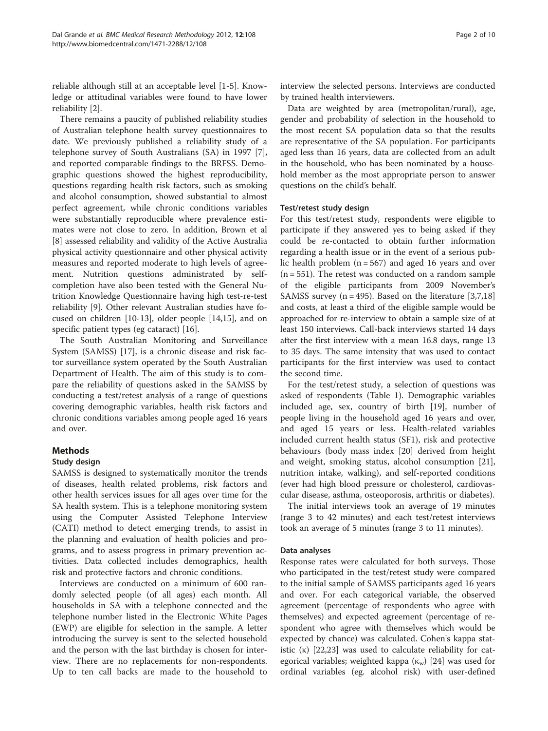reliable although still at an acceptable level [1-5]. Knowledge or attitudinal variables were found to have lower reliability [2].

There remains a paucity of published reliability studies of Australian telephone health survey questionnaires to date. We previously published a reliability study of a telephone survey of South Australians (SA) in 1997 [7], and reported comparable findings to the BRFSS. Demographic questions showed the highest reproducibility, questions regarding health risk factors, such as smoking and alcohol consumption, showed substantial to almost perfect agreement, while chronic conditions variables were substantially reproducible where prevalence estimates were not close to zero. In addition, Brown et al [8] assessed reliability and validity of the Active Australia physical activity questionnaire and other physical activity measures and reported moderate to high levels of agreement. Nutrition questions administrated by self-completion have also been tested with the General Nutrition Knowledge Questionnaire having high test-re-test reliability [9]. Other relevant Australian studies have focused on children [10-13], older people [14,15], and on specific patient types (eg cataract) [16].

The South Australian Monitoring and Surveillance System (SAMSS) [17], is a chronic disease and risk factor surveillance system operated by the South Australian Department of Health. The aim of this study is to compare the reliability of questions asked in the SAMSS by conducting a test/retest analysis of a range of questions covering demographic variables, health risk factors and chronic conditions variables among people aged 16 years and over.

## Methods

### Study design

SAMSS is designed to systematically monitor the trends of diseases, health related problems, risk factors and other health services issues for all ages over time for the SA health system. This is a telephone monitoring system using the Computer Assisted Telephone Interview (CATI) method to detect emerging trends, to assist in the planning and evaluation of health policies and programs, and to assess progress in primary prevention activities. Data collected includes demographics, health risk and protective factors and chronic conditions.

Interviews are conducted on a minimum of 600 randomly selected people (of all ages) each month. All households in SA with a telephone connected and the telephone number listed in the Electronic White Pages (EWP) are eligible for selection in the sample. A letter introducing the survey is sent to the selected household and the person with the last birthday is chosen for interview. There are no replacements for non-respondents. Up to ten call backs are made to the household to interview the selected persons. Interviews are conducted by trained health interviewers.

Data are weighted by area (metropolitan/rural), age, gender and probability of selection in the household to the most recent SA population data so that the results are representative of the SA population. For participants aged less than 16 years, data are collected from an adult in the household, who has been nominated by a household member as the most appropriate person to answer questions on the child's behalf.

### Test/retest study design

For this test/retest study, respondents were eligible to participate if they answered yes to being asked if they could be re-contacted to obtain further information regarding a health issue or in the event of a serious public health problem (n = 567) and aged 16 years and over (n = 551). The retest was conducted on a random sample of the eligible participants from 2009 November's SAMSS survey (n = 495). Based on the literature [3,7,18] and costs, at least a third of the eligible sample would be approached for re-interview to obtain a sample size of at least 150 interviews. Call-back interviews started 14 days after the first interview with a mean 16.8 days, range 13 to 35 days. The same intensity that was used to contact participants for the first interview was used to contact the second time.

For the test/retest study, a selection of questions was asked of respondents (Table 1). Demographic variables included age, sex, country of birth [19], number of people living in the household aged 16 years and over, and aged 15 years or less. Health-related variables included current health status (SF1), risk and protective behaviours (body mass index [20] derived from height and weight, smoking status, alcohol consumption [21], nutrition intake, walking), and self-reported conditions (ever had high blood pressure or cholesterol, cardiovascular disease, asthma, osteoporosis, arthritis or diabetes).

The initial interviews took an average of 19 minutes (range 3 to 42 minutes) and each test/retest interviews took an average of 5 minutes (range 3 to 11 minutes).

### Data analyses

Response rates were calculated for both surveys. Those who participated in the test/retest study were compared to the initial sample of SAMSS participants aged 16 years and over. For each categorical variable, the observed agreement (percentage of respondents who agree with themselves) and expected agreement (percentage of respondent who agree with themselves which would be expected by chance) was calculated. Cohen's kappa statistic ($\kappa$) [22,23] was used to calculate reliability for categorical variables; weighted kappa ($\kappa_w$) [24] was used for ordinal variables (eg. alcohol risk) with user-defined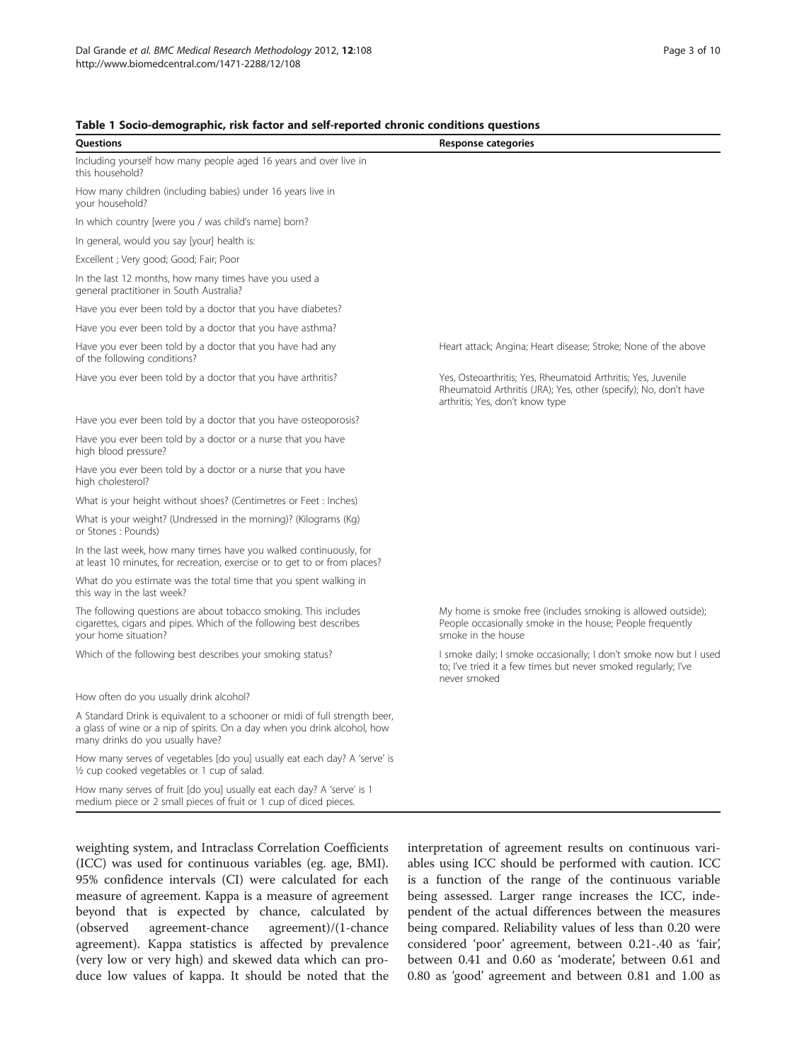**Table 1 Socio-demographic, risk factor and self-reported chronic conditions questions**

| Questions | Response categories |
| --- | --- |
| Including yourself how many people aged 16 years and over live in this household? | |
| How many children (including babies) under 16 years live in your household? | |
| In which country [were you / was child's name] born? | |
| In general, would you say [your] health is: | |
| Excellent ; Very good; Good; Fair; Poor | |
| In the last 12 months, how many times have you used a general practitioner in South Australia? | |
| Have you ever been told by a doctor that you have diabetes? | |
| Have you ever been told by a doctor that you have asthma? | |
| Have you ever been told by a doctor that you have had any of the following conditions? | Heart attack; Angina; Heart disease; Stroke; None of the above |
| Have you ever been told by a doctor that you have arthritis? | Yes, Osteoarthritis; Yes, Rheumatoid Arthritis; Yes, Juvenile Rheumatoid Arthritis (JRA); Yes, other (specify); No, don't have arthritis; Yes, don't know type |
| Have you ever been told by a doctor that you have osteoporosis? | |
| Have you ever been told by a doctor or a nurse that you have high blood pressure? | |
| Have you ever been told by a doctor or a nurse that you have high cholesterol? | |
| What is your height without shoes? (Centimetres or Feet : Inches) | |
| What is your weight? (Undressed in the morning)? (Kilograms (Kg) or Stones : Pounds) | |
| In the last week, how many times have you walked continuously, for at least 10 minutes, for recreation, exercise or to get to or from places? | |
| What do you estimate was the total time that you spent walking in this way in the last week? | |
| The following questions are about tobacco smoking. This includes cigarettes, cigars and pipes. Which of the following best describes your home situation? | My home is smoke free (includes smoking is allowed outside); People occasionally smoke in the house; People frequently smoke in the house |
| Which of the following best describes your smoking status? | I smoke daily; I smoke occasionally; I don't smoke now but I used to; I've tried it a few times but never smoked regularly; I've never smoked |
| How often do you usually drink alcohol? | |
| A Standard Drink is equivalent to a schooner or midi of full strength beer, a glass of wine or a nip of spirits. On a day when you drink alcohol, how many drinks do you usually have? | |
| How many serves of vegetables [do you] usually eat each day? A 'serve' is ½ cup cooked vegetables or 1 cup of salad. | |
| How many serves of fruit [do you] usually eat each day? A 'serve' is 1 medium piece or 2 small pieces of fruit or 1 cup of diced pieces. | |

weighting system, and Intraclass Correlation Coefficients (ICC) was used for continuous variables (eg. age, BMI). 95% confidence intervals (CI) were calculated for each measure of agreement. Kappa is a measure of agreement beyond that is expected by chance, calculated by (observed agreement-chance agreement)/(1-chance agreement). Kappa statistics is affected by prevalence (very low or very high) and skewed data which can produce low values of kappa. It should be noted that the interpretation of agreement results on continuous variables using ICC should be performed with caution. ICC is a function of the range of the continuous variable being assessed. Larger range increases the ICC, independent of the actual differences between the measures being compared. Reliability values of less than 0.20 were considered 'poor' agreement, between 0.21-.40 as 'fair', between 0.41 and 0.60 as 'moderate', between 0.61 and 0.80 as 'good' agreement and between 0.81 and 1.00 as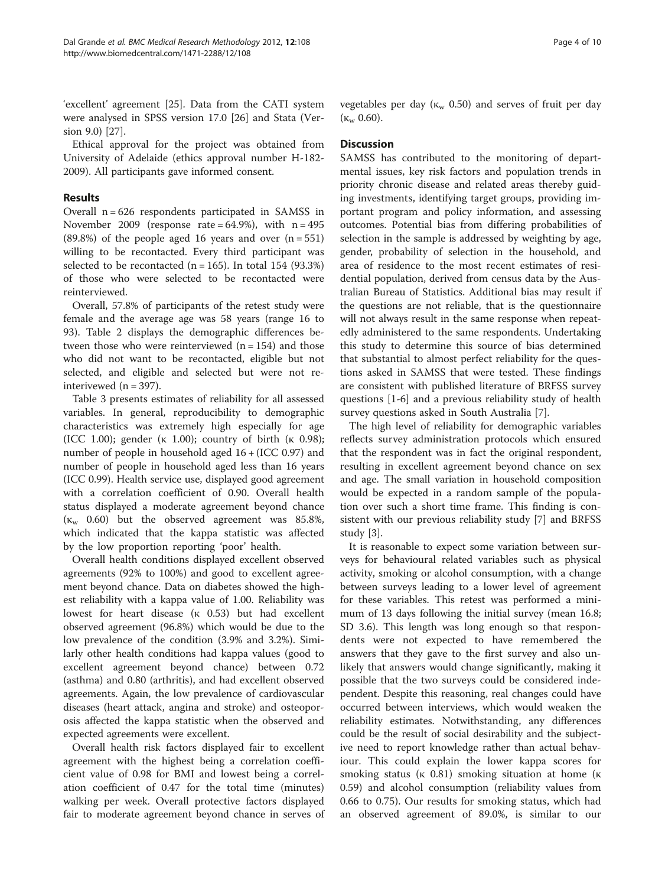'excellent' agreement [25]. Data from the CATI system were analysed in SPSS version 17.0 [26] and Stata (Version 9.0) [27].

Ethical approval for the project was obtained from University of Adelaide (ethics approval number H-182-2009). All participants gave informed consent.

## Results

Overall n = 626 respondents participated in SAMSS in November 2009 (response rate = 64.9%), with n = 495 (89.8%) of the people aged 16 years and over (n = 551) willing to be recontacted. Every third participant was selected to be recontacted (n = 165). In total 154 (93.3%) of those who were selected to be recontacted were reinterviewed.

Overall, 57.8% of participants of the retest study were female and the average age was 58 years (range 16 to 93). Table 2 displays the demographic differences between those who were reinterviewed (n = 154) and those who did not want to be recontacted, eligible but not selected, and eligible and selected but were not reinterivewed (n = 397).

Table 3 presents estimates of reliability for all assessed variables. In general, reproducibility to demographic characteristics was extremely high especially for age (ICC 1.00); gender (κ 1.00); country of birth (κ 0.98); number of people in household aged 16 + (ICC 0.97) and number of people in household aged less than 16 years (ICC 0.99). Health service use, displayed good agreement with a correlation coefficient of 0.90. Overall health status displayed a moderate agreement beyond chance ($\kappa_w$ 0.60) but the observed agreement was 85.8%, which indicated that the kappa statistic was affected by the low proportion reporting 'poor' health.

Overall health conditions displayed excellent observed agreements (92% to 100%) and good to excellent agreement beyond chance. Data on diabetes showed the highest reliability with a kappa value of 1.00. Reliability was lowest for heart disease (κ 0.53) but had excellent observed agreement (96.8%) which would be due to the low prevalence of the condition (3.9% and 3.2%). Similarly other health conditions had kappa values (good to excellent agreement beyond chance) between 0.72 (asthma) and 0.80 (arthritis), and had excellent observed agreements. Again, the low prevalence of cardiovascular diseases (heart attack, angina and stroke) and osteoporosis affected the kappa statistic when the observed and expected agreements were excellent.

Overall health risk factors displayed fair to excellent agreement with the highest being a correlation coefficient value of 0.98 for BMI and lowest being a correlation coefficient of 0.47 for the total time (minutes) walking per week. Overall protective factors displayed fair to moderate agreement beyond chance in serves of vegetables per day ($\kappa_w$ 0.50) and serves of fruit per day ($\kappa_w$ 0.60).

## Discussion

SAMSS has contributed to the monitoring of departmental issues, key risk factors and population trends in priority chronic disease and related areas thereby guiding investments, identifying target groups, providing important program and policy information, and assessing outcomes. Potential bias from differing probabilities of selection in the sample is addressed by weighting by age, gender, probability of selection in the household, and area of residence to the most recent estimates of residential population, derived from census data by the Australian Bureau of Statistics. Additional bias may result if the questions are not reliable, that is the questionnaire will not always result in the same response when repeatedly administered to the same respondents. Undertaking this study to determine this source of bias determined that substantial to almost perfect reliability for the questions asked in SAMSS that were tested. These findings are consistent with published literature of BRFSS survey questions [1-6] and a previous reliability study of health survey questions asked in South Australia [7].

The high level of reliability for demographic variables reflects survey administration protocols which ensured that the respondent was in fact the original respondent, resulting in excellent agreement beyond chance on sex and age. The small variation in household composition would be expected in a random sample of the population over such a short time frame. This finding is consistent with our previous reliability study [7] and BRFSS study [3].

It is reasonable to expect some variation between surveys for behavioural related variables such as physical activity, smoking or alcohol consumption, with a change between surveys leading to a lower level of agreement for these variables. This retest was performed a minimum of 13 days following the initial survey (mean 16.8; SD 3.6). This length was long enough so that respondents were not expected to have remembered the answers that they gave to the first survey and also unlikely that answers would change significantly, making it possible that the two surveys could be considered independent. Despite this reasoning, real changes could have occurred between interviews, which would weaken the reliability estimates. Notwithstanding, any differences could be the result of social desirability and the subjective need to report knowledge rather than actual behaviour. This could explain the lower kappa scores for smoking status (κ 0.81) smoking situation at home (κ 0.59) and alcohol consumption (reliability values from 0.66 to 0.75). Our results for smoking status, which had an observed agreement of 89.0%, is similar to our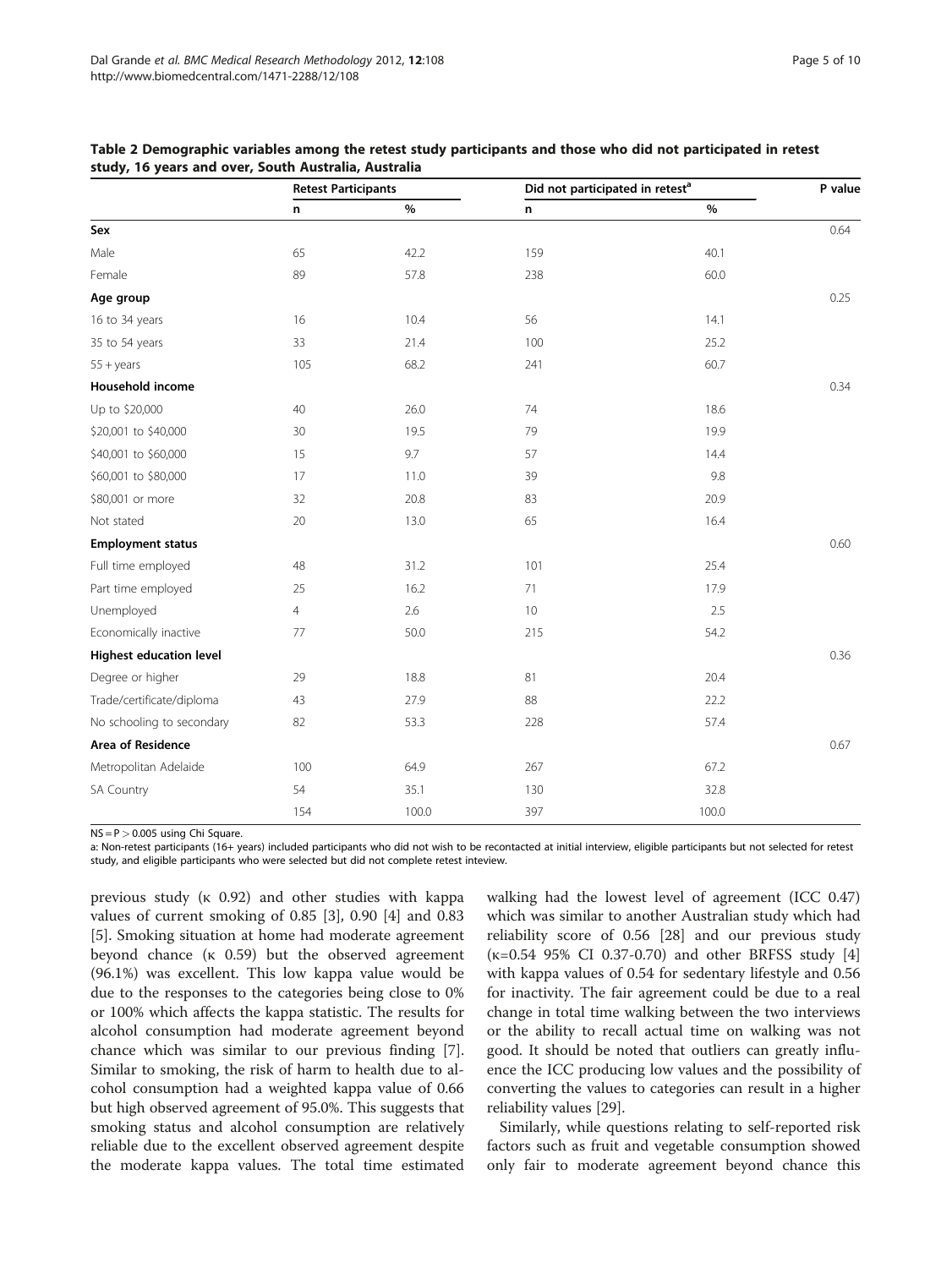**Table 2 Demographic variables among the retest study participants and those who did not participated in retest study, 16 years and over, South Australia, Australia**

| | Retest Participants | | Did not participated in retest[a] | | P value |
|---|---|---|---|---|---|
| | n | % | n | % | |
| **Sex** | | | | | 0.64 |
| Male | 65 | 42.2 | 159 | 40.1 | |
| Female | 89 | 57.8 | 238 | 60.0 | |
| **Age group** | | | | | 0.25 |
| 16 to 34 years | 16 | 10.4 | 56 | 14.1 | |
| 35 to 54 years | 33 | 21.4 | 100 | 25.2 | |
| 55 + years | 105 | 68.2 | 241 | 60.7 | |
| **Household income** | | | | | 0.34 |
| Up to $20,000 | 40 | 26.0 | 74 | 18.6 | |
| $20,001 to $40,000 | 30 | 19.5 | 79 | 19.9 | |
| $40,001 to $60,000 | 15 | 9.7 | 57 | 14.4 | |
| $60,001 to $80,000 | 17 | 11.0 | 39 | 9.8 | |
| $80,001 or more | 32 | 20.8 | 83 | 20.9 | |
| Not stated | 20 | 13.0 | 65 | 16.4 | |
| **Employment status** | | | | | 0.60 |
| Full time employed | 48 | 31.2 | 101 | 25.4 | |
| Part time employed | 25 | 16.2 | 71 | 17.9 | |
| Unemployed | 4 | 2.6 | 10 | 2.5 | |
| Economically inactive | 77 | 50.0 | 215 | 54.2 | |
| **Highest education level** | | | | | 0.36 |
| Degree or higher | 29 | 18.8 | 81 | 20.4 | |
| Trade/certificate/diploma | 43 | 27.9 | 88 | 22.2 | |
| No schooling to secondary | 82 | 53.3 | 228 | 57.4 | |
| **Area of Residence** | | | | | 0.67 |
| Metropolitan Adelaide | 100 | 64.9 | 267 | 67.2 | |
| SA Country | 54 | 35.1 | 130 | 32.8 | |
| | 154 | 100.0 | 397 | 100.0 | |

NS = P > 0.005 using Chi Square.

a: Non-retest participants (16+ years) included participants who did not wish to be recontacted at initial interview, eligible participants but not selected for retest study, and eligible participants who were selected but did not complete retest inteview.

previous study (κ 0.92) and other studies with kappa values of current smoking of 0.85 [3], 0.90 [4] and 0.83 [5]. Smoking situation at home had moderate agreement beyond chance (κ 0.59) but the observed agreement (96.1%) was excellent. This low kappa value would be due to the responses to the categories being close to 0% or 100% which affects the kappa statistic. The results for alcohol consumption had moderate agreement beyond chance which was similar to our previous finding [7]. Similar to smoking, the risk of harm to health due to alcohol consumption had a weighted kappa value of 0.66 but high observed agreement of 95.0%. This suggests that smoking status and alcohol consumption are relatively reliable due to the excellent observed agreement despite the moderate kappa values. The total time estimated walking had the lowest level of agreement (ICC 0.47) which was similar to another Australian study which had reliability score of 0.56 [28] and our previous study (κ=0.54 95% CI 0.37-0.70) and other BRFSS study [4] with kappa values of 0.54 for sedentary lifestyle and 0.56 for inactivity. The fair agreement could be due to a real change in total time walking between the two interviews or the ability to recall actual time on walking was not good. It should be noted that outliers can greatly influence the ICC producing low values and the possibility of converting the values to categories can result in a higher reliability values [29].

Similarly, while questions relating to self-reported risk factors such as fruit and vegetable consumption showed only fair to moderate agreement beyond chance this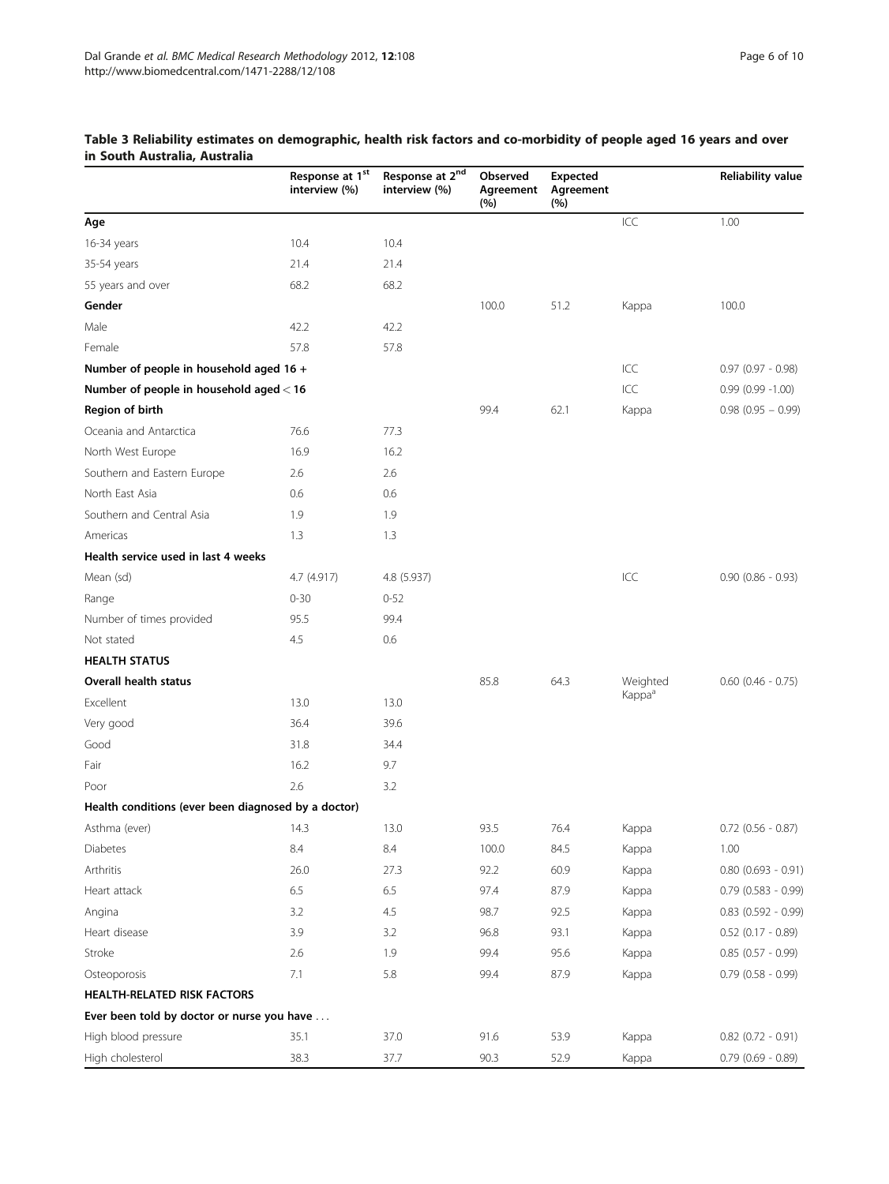**Table 3 Reliability estimates on demographic, health risk factors and co-morbidity of people aged 16 years and over in South Australia, Australia**

| | Response at 1[st] interview (%) | Response at 2[nd] interview (%) | Observed Agreement (%) | Expected Agreement (%) | | Reliability value |
|---|---|---|---|---|---|---|
| **Age** | | | | | ICC | 1.00 |
| 16-34 years | 10.4 | 10.4 | | | | |
| 35-54 years | 21.4 | 21.4 | | | | |
| 55 years and over | 68.2 | 68.2 | | | | |
| **Gender** | | | 100.0 | 51.2 | Kappa | 100.0 |
| Male | 42.2 | 42.2 | | | | |
| Female | 57.8 | 57.8 | | | | |
| **Number of people in household aged 16 +** | | | | | ICC | 0.97 (0.97 - 0.98) |
| **Number of people in household aged < 16** | | | | | ICC | 0.99 (0.99 -1.00) |
| **Region of birth** | | | 99.4 | 62.1 | Kappa | 0.98 (0.95 – 0.99) |
| Oceania and Antarctica | 76.6 | 77.3 | | | | |
| North West Europe | 16.9 | 16.2 | | | | |
| Southern and Eastern Europe | 2.6 | 2.6 | | | | |
| North East Asia | 0.6 | 0.6 | | | | |
| Southern and Central Asia | 1.9 | 1.9 | | | | |
| Americas | 1.3 | 1.3 | | | | |
| **Health service used in last 4 weeks** | | | | | | |
| Mean (sd) | 4.7 (4.917) | 4.8 (5.937) | | | ICC | 0.90 (0.86 - 0.93) |
| Range | 0-30 | 0-52 | | | | |
| Number of times provided | 95.5 | 99.4 | | | | |
| Not stated | 4.5 | 0.6 | | | | |
| **HEALTH STATUS** | | | | | | |
| **Overall health status** | | | 85.8 | 64.3 | Weighted Kappa[a] | 0.60 (0.46 - 0.75) |
| Excellent | 13.0 | 13.0 | | | | |
| Very good | 36.4 | 39.6 | | | | |
| Good | 31.8 | 34.4 | | | | |
| Fair | 16.2 | 9.7 | | | | |
| Poor | 2.6 | 3.2 | | | | |
| **Health conditions (ever been diagnosed by a doctor)** | | | | | | |
| Asthma (ever) | 14.3 | 13.0 | 93.5 | 76.4 | Kappa | 0.72 (0.56 - 0.87) |
| Diabetes | 8.4 | 8.4 | 100.0 | 84.5 | Kappa | 1.00 |
| Arthritis | 26.0 | 27.3 | 92.2 | 60.9 | Kappa | 0.80 (0.693 - 0.91) |
| Heart attack | 6.5 | 6.5 | 97.4 | 87.9 | Kappa | 0.79 (0.583 - 0.99) |
| Angina | 3.2 | 4.5 | 98.7 | 92.5 | Kappa | 0.83 (0.592 - 0.99) |
| Heart disease | 3.9 | 3.2 | 96.8 | 93.1 | Kappa | 0.52 (0.17 - 0.89) |
| Stroke | 2.6 | 1.9 | 99.4 | 95.6 | Kappa | 0.85 (0.57 - 0.99) |
| Osteoporosis | 7.1 | 5.8 | 99.4 | 87.9 | Kappa | 0.79 (0.58 - 0.99) |
| **HEALTH-RELATED RISK FACTORS** | | | | | | |
| **Ever been told by doctor or nurse you have ...** | | | | | | |
| High blood pressure | 35.1 | 37.0 | 91.6 | 53.9 | Kappa | 0.82 (0.72 - 0.91) |
| High cholesterol | 38.3 | 37.7 | 90.3 | 52.9 | Kappa | 0.79 (0.69 - 0.89) |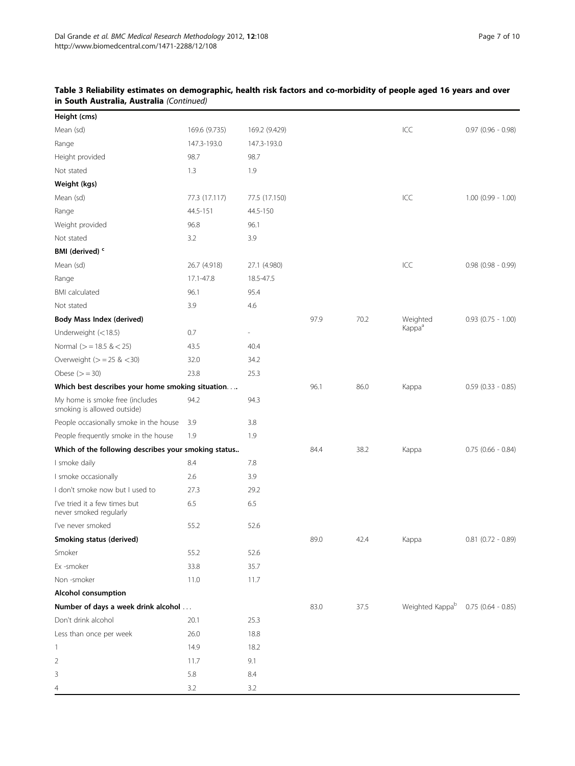**Table 3 Reliability estimates on demographic, health risk factors and co-morbidity of people aged 16 years and over in South Australia, Australia** *(Continued)*

| | | | | | | |
|---|---|---|---|---|---|---|
| **Height (cms)** | | | | | | |
| Mean (sd) | 169.6 (9.735) | 169.2 (9.429) | | | ICC | 0.97 (0.96 - 0.98) |
| Range | 147.3-193.0 | 147.3-193.0 | | | | |
| Height provided | 98.7 | 98.7 | | | | |
| Not stated | 1.3 | 1.9 | | | | |
| **Weight (kgs)** | | | | | | |
| Mean (sd) | 77.3 (17.117) | 77.5 (17.150) | | | ICC | 1.00 (0.99 - 1.00) |
| Range | 44.5-151 | 44.5-150 | | | | |
| Weight provided | 96.8 | 96.1 | | | | |
| Not stated | 3.2 | 3.9 | | | | |
| **BMI (derived)** [c] | | | | | | |
| Mean (sd) | 26.7 (4.918) | 27.1 (4.980) | | | ICC | 0.98 (0.98 - 0.99) |
| Range | 17.1-47.8 | 18.5-47.5 | | | | |
| BMI calculated | 96.1 | 95.4 | | | | |
| Not stated | 3.9 | 4.6 | | | | |
| **Body Mass Index (derived)** | | | 97.9 | 70.2 | Weighted Kappa[a] | 0.93 (0.75 - 1.00) |
| Underweight (<18.5) | 0.7 | - | | | | |
| Normal (> = 18.5 & < 25) | 43.5 | 40.4 | | | | |
| Overweight (> = 25 & <30) | 32.0 | 34.2 | | | | |
| Obese (> = 30) | 23.8 | 25.3 | | | | |
| **Which best describes your home smoking situation. . ..** | | | 96.1 | 86.0 | Kappa | 0.59 (0.33 - 0.85) |
| My home is smoke free (includes smoking is allowed outside) | 94.2 | 94.3 | | | | |
| People occasionally smoke in the house | 3.9 | 3.8 | | | | |
| People frequently smoke in the house | 1.9 | 1.9 | | | | |
| **Which of the following describes your smoking status..** | | | 84.4 | 38.2 | Kappa | 0.75 (0.66 - 0.84) |
| I smoke daily | 8.4 | 7.8 | | | | |
| I smoke occasionally | 2.6 | 3.9 | | | | |
| I don't smoke now but I used to | 27.3 | 29.2 | | | | |
| I've tried it a few times but never smoked regularly | 6.5 | 6.5 | | | | |
| I've never smoked | 55.2 | 52.6 | | | | |
| **Smoking status (derived)** | | | 89.0 | 42.4 | Kappa | 0.81 (0.72 - 0.89) |
| Smoker | 55.2 | 52.6 | | | | |
| Ex -smoker | 33.8 | 35.7 | | | | |
| Non -smoker | 11.0 | 11.7 | | | | |
| **Alcohol consumption** | | | | | | |
| **Number of days a week drink alcohol . . .** | | | 83.0 | 37.5 | Weighted Kappa[b] | 0.75 (0.64 - 0.85) |
| Don't drink alcohol | 20.1 | 25.3 | | | | |
| Less than once per week | 26.0 | 18.8 | | | | |
| 1 | 14.9 | 18.2 | | | | |
| 2 | 11.7 | 9.1 | | | | |
| 3 | 5.8 | 8.4 | | | | |
| 4 | 3.2 | 3.2 | | | | |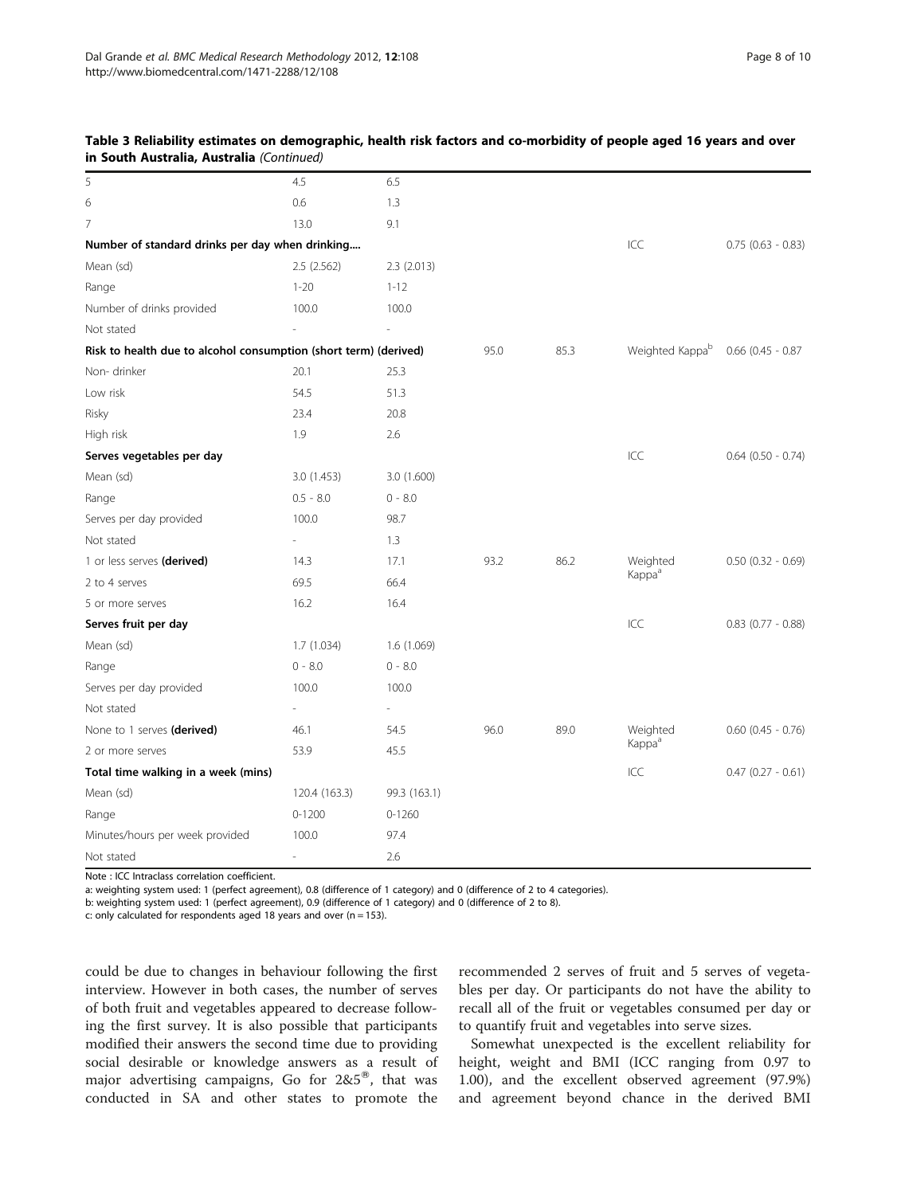**Table 3 Reliability estimates on demographic, health risk factors and co-morbidity of people aged 16 years and over in South Australia, Australia** *(Continued)*

| | | | | | | |
|---|---|---|---|---|---|---|
| 5 | 4.5 | 6.5 | | | | |
| 6 | 0.6 | 1.3 | | | | |
| 7 | 13.0 | 9.1 | | | | |
| **Number of standard drinks per day when drinking....** | | | | | ICC | 0.75 (0.63 - 0.83) |
| Mean (sd) | 2.5 (2.562) | 2.3 (2.013) | | | | |
| Range | 1-20 | 1-12 | | | | |
| Number of drinks provided | 100.0 | 100.0 | | | | |
| Not stated | - | - | | | | |
| **Risk to health due to alcohol consumption (short term) (derived)** | | | 95.0 | 85.3 | Weighted Kappa[b] | 0.66 (0.45 - 0.87 |
| Non- drinker | 20.1 | 25.3 | | | | |
| Low risk | 54.5 | 51.3 | | | | |
| Risky | 23.4 | 20.8 | | | | |
| High risk | 1.9 | 2.6 | | | | |
| **Serves vegetables per day** | | | | | ICC | 0.64 (0.50 - 0.74) |
| Mean (sd) | 3.0 (1.453) | 3.0 (1.600) | | | | |
| Range | 0.5 - 8.0 | 0 - 8.0 | | | | |
| Serves per day provided | 100.0 | 98.7 | | | | |
| Not stated | - | 1.3 | | | | |
| 1 or less serves **(derived)** | 14.3 | 17.1 | 93.2 | 86.2 | Weighted Kappa[a] | 0.50 (0.32 - 0.69) |
| 2 to 4 serves | 69.5 | 66.4 | | | | |
| 5 or more serves | 16.2 | 16.4 | | | | |
| **Serves fruit per day** | | | | | ICC | 0.83 (0.77 - 0.88) |
| Mean (sd) | 1.7 (1.034) | 1.6 (1.069) | | | | |
| Range | 0 - 8.0 | 0 - 8.0 | | | | |
| Serves per day provided | 100.0 | 100.0 | | | | |
| Not stated | - | - | | | | |
| None to 1 serves **(derived)** | 46.1 | 54.5 | 96.0 | 89.0 | Weighted Kappa[a] | 0.60 (0.45 - 0.76) |
| 2 or more serves | 53.9 | 45.5 | | | | |
| **Total time walking in a week (mins)** | | | | | ICC | 0.47 (0.27 - 0.61) |
| Mean (sd) | 120.4 (163.3) | 99.3 (163.1) | | | | |
| Range | 0-1200 | 0-1260 | | | | |
| Minutes/hours per week provided | 100.0 | 97.4 | | | | |
| Not stated | - | 2.6 | | | | |

Note : ICC Intraclass correlation coefficient.

a: weighting system used: 1 (perfect agreement), 0.8 (difference of 1 category) and 0 (difference of 2 to 4 categories).

b: weighting system used: 1 (perfect agreement), 0.9 (difference of 1 category) and 0 (difference of 2 to 8).

c: only calculated for respondents aged 18 years and over (n = 153).

could be due to changes in behaviour following the first interview. However in both cases, the number of serves of both fruit and vegetables appeared to decrease following the first survey. It is also possible that participants modified their answers the second time due to providing social desirable or knowledge answers as a result of major advertising campaigns, Go for 2&5®, that was conducted in SA and other states to promote the recommended 2 serves of fruit and 5 serves of vegetables per day. Or participants do not have the ability to recall all of the fruit or vegetables consumed per day or to quantify fruit and vegetables into serve sizes.

Somewhat unexpected is the excellent reliability for height, weight and BMI (ICC ranging from 0.97 to 1.00), and the excellent observed agreement (97.9%) and agreement beyond chance in the derived BMI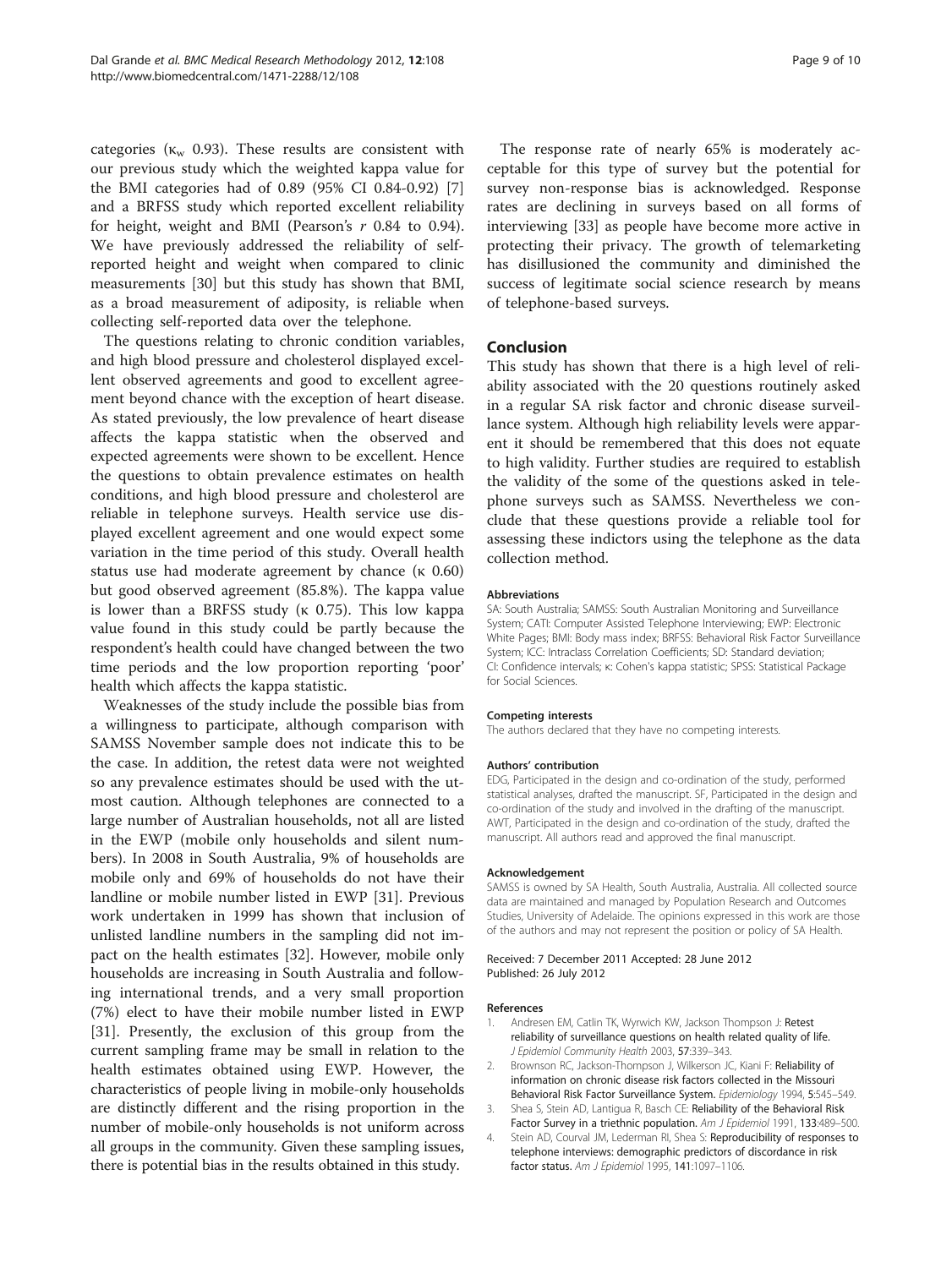categories ($\kappa_w$ 0.93). These results are consistent with our previous study which the weighted kappa value for the BMI categories had of 0.89 (95% CI 0.84-0.92) [7] and a BRFSS study which reported excellent reliability for height, weight and BMI (Pearson's $r$ 0.84 to 0.94). We have previously addressed the reliability of self-reported height and weight when compared to clinic measurements [30] but this study has shown that BMI, as a broad measurement of adiposity, is reliable when collecting self-reported data over the telephone.

The questions relating to chronic condition variables, and high blood pressure and cholesterol displayed excellent observed agreements and good to excellent agreement beyond chance with the exception of heart disease. As stated previously, the low prevalence of heart disease affects the kappa statistic when the observed and expected agreements were shown to be excellent. Hence the questions to obtain prevalence estimates on health conditions, and high blood pressure and cholesterol are reliable in telephone surveys. Health service use displayed excellent agreement and one would expect some variation in the time period of this study. Overall health status use had moderate agreement by chance ($\kappa$ 0.60) but good observed agreement (85.8%). The kappa value is lower than a BRFSS study ($\kappa$ 0.75). This low kappa value found in this study could be partly because the respondent's health could have changed between the two time periods and the low proportion reporting 'poor' health which affects the kappa statistic.

Weaknesses of the study include the possible bias from a willingness to participate, although comparison with SAMSS November sample does not indicate this to be the case. In addition, the retest data were not weighted so any prevalence estimates should be used with the utmost caution. Although telephones are connected to a large number of Australian households, not all are listed in the EWP (mobile only households and silent numbers). In 2008 in South Australia, 9% of households are mobile only and 69% of households do not have their landline or mobile number listed in EWP [31]. Previous work undertaken in 1999 has shown that inclusion of unlisted landline numbers in the sampling did not impact on the health estimates [32]. However, mobile only households are increasing in South Australia and following international trends, and a very small proportion (7%) elect to have their mobile number listed in EWP [31]. Presently, the exclusion of this group from the current sampling frame may be small in relation to the health estimates obtained using EWP. However, the characteristics of people living in mobile-only households are distinctly different and the rising proportion in the number of mobile-only households is not uniform across all groups in the community. Given these sampling issues, there is potential bias in the results obtained in this study.

The response rate of nearly 65% is moderately acceptable for this type of survey but the potential for survey non-response bias is acknowledged. Response rates are declining in surveys based on all forms of interviewing [33] as people have become more active in protecting their privacy. The growth of telemarketing has disillusioned the community and diminished the success of legitimate social science research by means of telephone-based surveys.

## Conclusion

This study has shown that there is a high level of reliability associated with the 20 questions routinely asked in a regular SA risk factor and chronic disease surveillance system. Although high reliability levels were apparent it should be remembered that this does not equate to high validity. Further studies are required to establish the validity of the some of the questions asked in telephone surveys such as SAMSS. Nevertheless we conclude that these questions provide a reliable tool for assessing these indictors using the telephone as the data collection method.

#### Abbreviations

SA: South Australia; SAMSS: South Australian Monitoring and Surveillance System; CATI: Computer Assisted Telephone Interviewing; EWP: Electronic White Pages; BMI: Body mass index; BRFSS: Behavioral Risk Factor Surveillance System; ICC: Intraclass Correlation Coefficients; SD: Standard deviation; CI: Confidence intervals; κ: Cohen's kappa statistic; SPSS: Statistical Package for Social Sciences.

#### Competing interests

The authors declared that they have no competing interests.

#### Authors' contribution

EDG, Participated in the design and co-ordination of the study, performed statistical analyses, drafted the manuscript. SF, Participated in the design and co-ordination of the study and involved in the drafting of the manuscript. AWT, Participated in the design and co-ordination of the study, drafted the manuscript. All authors read and approved the final manuscript.

#### Acknowledgement

SAMSS is owned by SA Health, South Australia, Australia. All collected source data are maintained and managed by Population Research and Outcomes Studies, University of Adelaide. The opinions expressed in this work are those of the authors and may not represent the position or policy of SA Health.

Received: 7 December 2011 Accepted: 28 June 2012
Published: 26 July 2012

#### References

1. Andresen EM, Catlin TK, Wyrwich KW, Jackson Thompson J: **Retest reliability of surveillance questions on health related quality of life.** *J Epidemiol Community Health* 2003, **57**:339–343.
2. Brownson RC, Jackson-Thompson J, Wilkerson JC, Kiani F: **Reliability of information on chronic disease risk factors collected in the Missouri Behavioral Risk Factor Surveillance System.** *Epidemiology* 1994, **5**:545–549.
3. Shea S, Stein AD, Lantigua R, Basch CE: **Reliability of the Behavioral Risk Factor Survey in a triethnic population.** *Am J Epidemiol* 1991, **133**:489–500.
4. Stein AD, Courval JM, Lederman RI, Shea S: **Reproducibility of responses to telephone interviews: demographic predictors of discordance in risk factor status.** *Am J Epidemiol* 1995, **141**:1097–1106.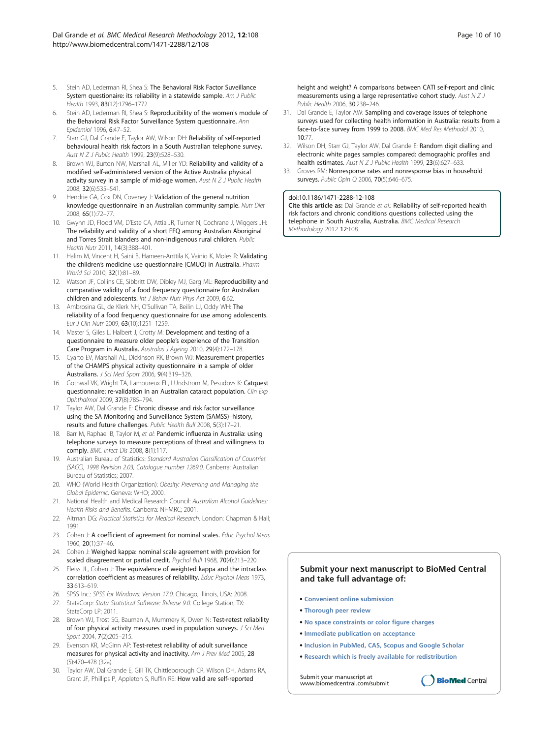5. Stein AD, Lederman RI, Shea S: **The Behavioral Risk Factor Suveillance System questionaire: its reliability in a statewide sample.** *Am J Public Health* 1993, **83**(12):1796–1772.
6. Stein AD, Lederman RI, Shea S: **Reproducibility of the women's module of the Behavioral Risk Factor Surveillance System questionnaire.** *Ann Epidemiol* 1996, **6**:47–52.
7. Starr GJ, Dal Grande E, Taylor AW, Wilson DH: **Reliability of self-reported behavioural health risk factors in a South Australian telephone survey.** *Aust N Z J Public Health* 1999, **23**(9):528–530.
8. Brown WJ, Burton NW, Marshall AL, Miller YD: **Reliability and validity of a modified self-administered version of the Active Australia physical activity survey in a sample of mid-age women.** *Aust N Z J Public Health* 2008, **32**(6):535–541.
9. Hendrie GA, Cox DN, Coveney J: **Validation of the general nutrition knowledge questionnaire in an Australian community sample.** *Nutr Diet* 2008, **65**(1):72–77.
10. Gwynn JD, Flood VM, D'Este CA, Attia JR, Turner N, Cochrane J, Wiggers JH: **The reliability and validity of a short FFQ among Australian Aboriginal and Torres Strait islanders and non-indigenous rural children.** *Public Health Nutr* 2011, **14**(3):388–401.
11. Halim M, Vincent H, Saini B, Hameen-Anttila K, Vainio K, Moles R: **Validating the children's medicine use questionnaire (CMUQ) in Australia.** *Pharm World Sci* 2010, **32**(1):81–89.
12. Watson JF, Collins CE, Sibbritt DW, Dibley MJ, Garg ML: **Reproducibility and comparative validity of a food frequency questionnaire for Australian children and adolescents.** *Int J Behav Nutr Phys Act* 2009, **6**:62.
13. Ambrosina GL, de Klerk NH, O'Sullivan TA, Beilin LJ, Oddy WH: **The reliability of a food frequency questionnaire for use among adolescents.** *Eur J Clin Nutr* 2009, **63**(10):1251–1259.
14. Master S, Giles L, Halbert J, Crotty M: **Development and testing of a questionnaire to measure older people's experience of the Transition Care Program in Australia.** *Australas J Ageing* 2010, **29**(4):172–178.
15. Cyarto EV, Marshall AL, Dickinson RK, Brown WJ: **Measurement properties of the CHAMPS physical activity questionnaire in a sample of older Australians.** *J Sci Med Sport* 2006, **9**(4):319–326.
16. Gothwal VK, Wright TA, Lamoureux EL, LUndstrom M, Pesudovs K: **Catquest questionnaire: re-validation in an Australian cataract population.** *Clin Exp Ophthalmol* 2009, **37**(8):785–794.
17. Taylor AW, Dal Grande E: **Chronic disease and risk factor surveillance using the SA Monitoring and Surveillance System (SAMSS)–history, results and future challenges.** *Public Health Bull* 2008, **5**(3):17–21.
18. Barr M, Raphael B, Taylor M, *et al*: **Pandemic influenza in Australia: using telephone surveys to measure perceptions of threat and willingness to comply.** *BMC Infect Dis* 2008, **8**(1):117.
19. Australian Bureau of Statistics: *Standard Australian Classification of Countries (SACC), 1998 Revision 2.03, Catalogue number 1269.0*. Canberra: Australian Bureau of Statistics; 2007.
20. WHO (World Health Organization): *Obesity: Preventing and Managing the Global Epidemic*. Geneva: WHO; 2000.
21. National Health and Medical Research Council: *Australian Alcohol Guidelines: Health Risks and Benefits*. Canberra: NHMRC; 2001.
22. Altman DG: *Practical Statistics for Medical Research*. London: Chapman & Hall; 1991.
23. Cohen J: **A coefficient of agreement for nominal scales.** *Educ Psychol Meas* 1960, **20**(1):37–46.
24. Cohen J: **Weighed kappa: nominal scale agreement with provision for scaled disagreement or partial credit.** *Psychol Bull* 1968, **70**(4):213–220.
25. Fleiss JL, Cohen J: **The equivalence of weighted kappa and the intraclass correlation coefficient as measures of reliability.** *Educ Psychol Meas* 1973, **33**:613–619.
26. SPSS Inc.: *SPSS for Windows: Version 17.0*. Chicago, Illinois, USA: 2008.
27. StataCorp: *Stata Statistical Software: Release 9.0*. College Station, TX: StataCorp LP; 2011.
28. Brown WJ, Trost SG, Bauman A, Mummery K, Owen N: **Test-retest reliability of four physical activity measures used in population surveys.** *J Sci Med Sport* 2004, **7**(2):205–215.
29. Evenson KR, McGinn AP: **Test-retest reliability of adult surveillance measures for physical activity and inactivity.** *Am J Prev Med* 2005, **28** (5):470–478 (32a).
30. Taylor AW, Dal Grande E, Gill TK, Chittleborough CR, Wilson DH, Adams RA, Grant JF, Phillips P, Appleton S, Ruffin RE: **How valid are self-reported height and weight? A comparisons between CATI self-report and clinic measurements using a large representative cohort study.** *Aust N Z J Public Health* 2006, **30**:238–246.
31. Dal Grande E, Taylor AW: **Sampling and coverage issues of telephone surveys used for collecting health information in Australia: results from a face-to-face survey from 1999 to 2008.** *BMC Med Res Methodol* 2010, **10**:77.
32. Wilson DH, Starr GJ, Taylor AW, Dal Grande E: **Random digit dialling and electronic white pages samples compared: demographic profiles and health estimates.** *Aust N Z J Public Health* 1999, **23**(6):627–633.
33. Groves RM: **Nonresponse rates and nonresponse bias in household surveys.** *Public Opin Q* 2006, **70**(5):646–675.

doi:10.1186/1471-2288-12-108

**Cite this article as:** Dal Grande *et al.*: Reliability of self-reported health risk factors and chronic conditions questions collected using the telephone in South Australia, Australia. *BMC Medical Research Methodology* 2012 **12**:108.

**Submit your next manuscript to BioMed Central and take full advantage of:**

- **Convenient online submission**
- **Thorough peer review**
- **No space constraints or color figure charges**
- **Immediate publication on acceptance**
- **Inclusion in PubMed, CAS, Scopus and Google Scholar**
- **Research which is freely available for redistribution**

Submit your manuscript at www.biomedcentral.com/submit

BioMed Central